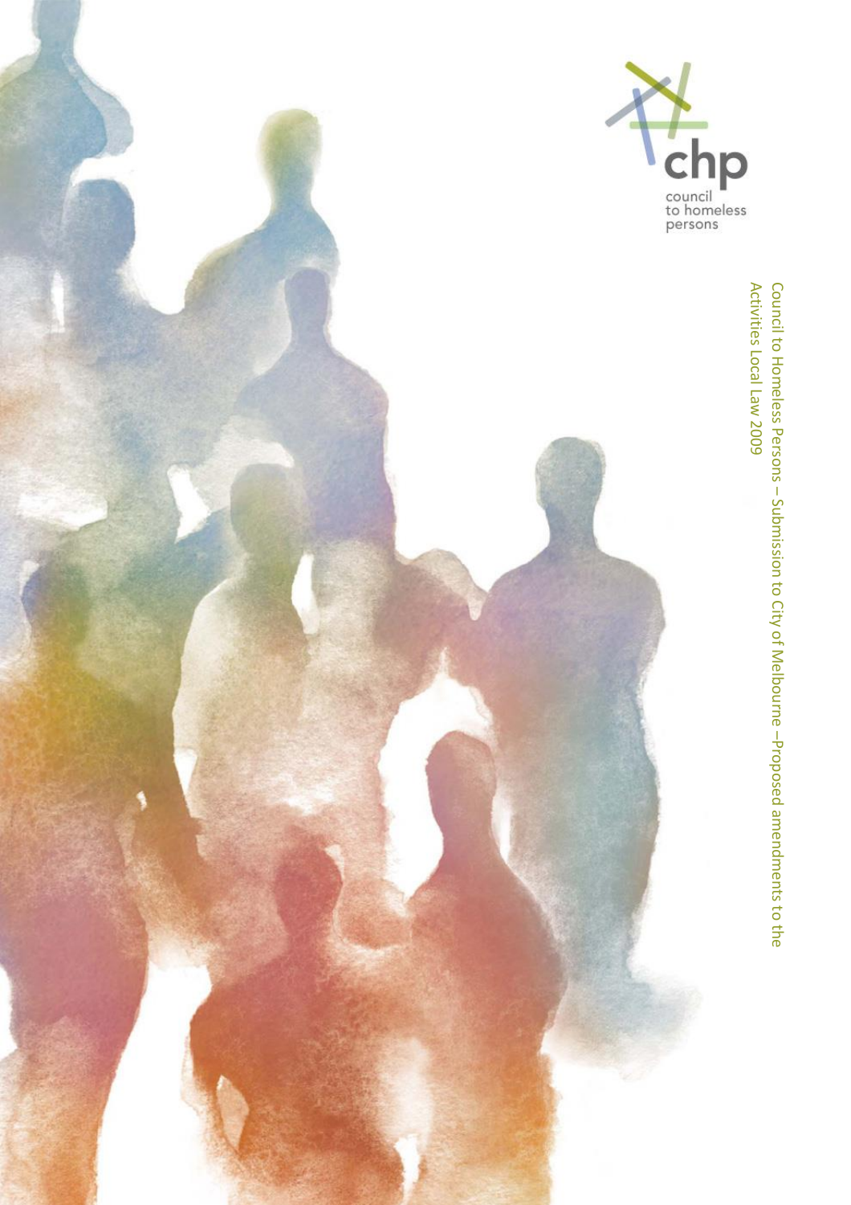chp

council to homeless persons

Council to Homeless Persons – Submission to City of Melbourne –Proposed amendments to the Activities Local Law 2009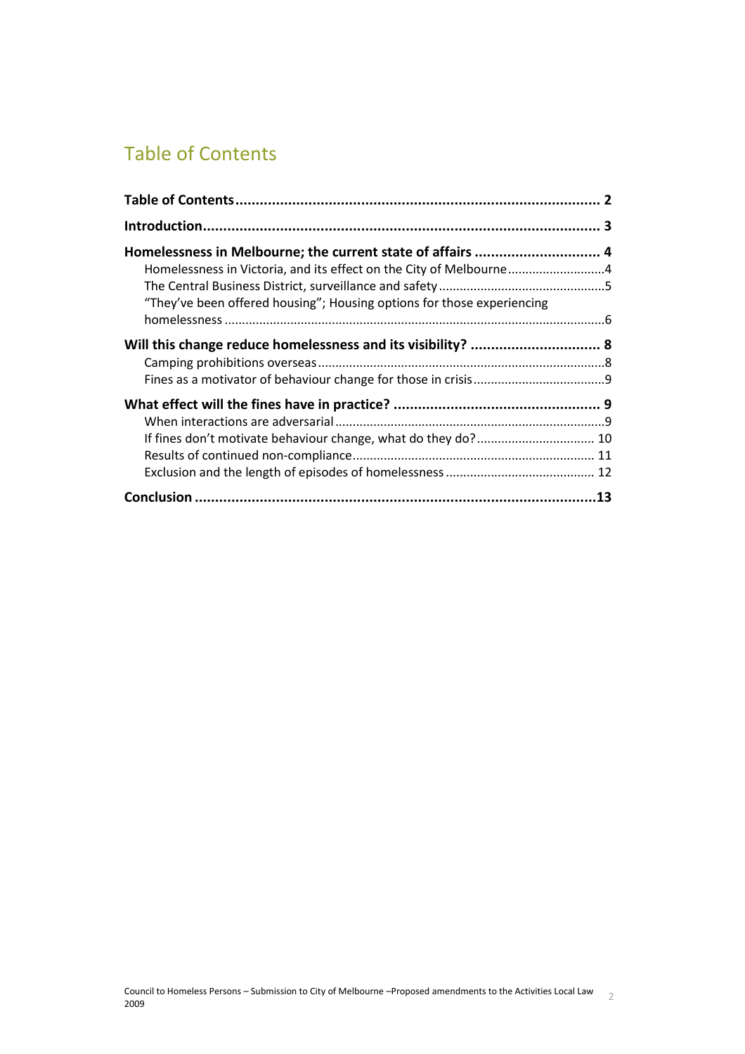## Table of Contents

**Table of Contents** ........................................................................................ **2**

**Introduction** ................................................................................................ **3**

**Homelessness in Melbourne; the current state of affairs** .............................. **4**

- Homelessness in Victoria, and its effect on the City of Melbourne ........................... 4
- The Central Business District, surveillance and safety ............................................... 5
- "They've been offered housing"; Housing options for those experiencing homelessness ............................................................................................................ 6

**Will this change reduce homelessness and its visibility?** ................................ **8**

- Camping prohibitions overseas ................................................................................. 8
- Fines as a motivator of behaviour change for those in crisis ..................................... 9

**What effect will the fines have in practice?** .................................................. **9**

- When interactions are adversarial ............................................................................. 9
- If fines don't motivate behaviour change, what do they do? .................................. 10
- Results of continued non-compliance ...................................................................... 11
- Exclusion and the length of episodes of homelessness ........................................... 12

**Conclusion** .................................................................................................. **13**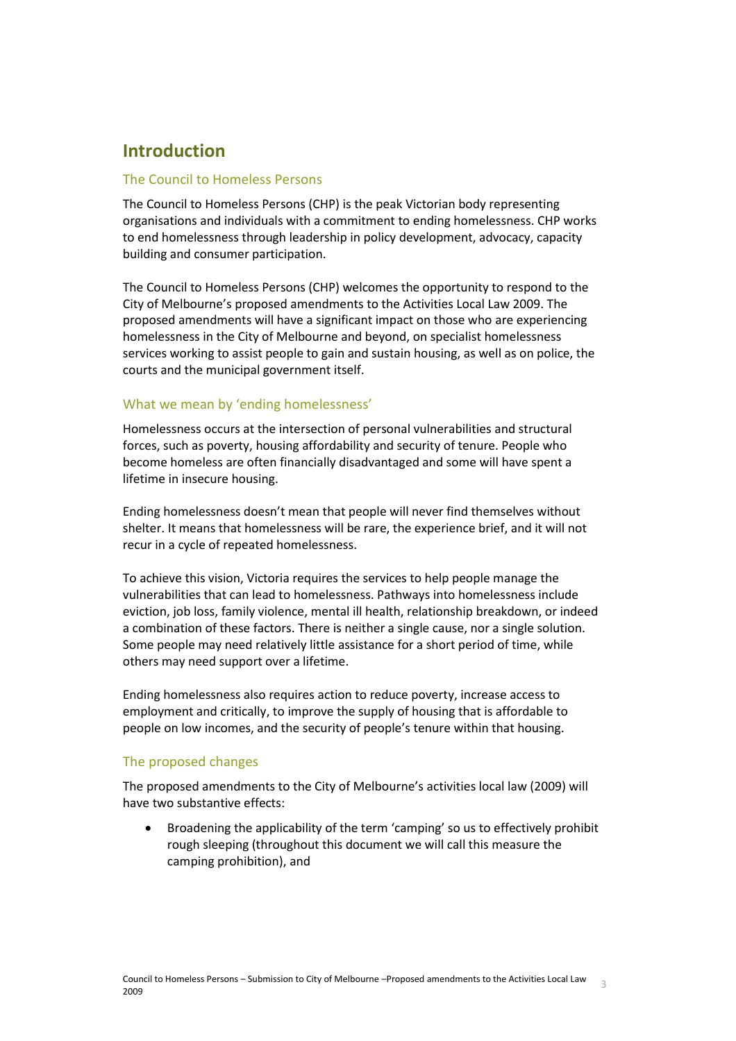# Introduction

## The Council to Homeless Persons

The Council to Homeless Persons (CHP) is the peak Victorian body representing organisations and individuals with a commitment to ending homelessness. CHP works to end homelessness through leadership in policy development, advocacy, capacity building and consumer participation.

The Council to Homeless Persons (CHP) welcomes the opportunity to respond to the City of Melbourne's proposed amendments to the Activities Local Law 2009. The proposed amendments will have a significant impact on those who are experiencing homelessness in the City of Melbourne and beyond, on specialist homelessness services working to assist people to gain and sustain housing, as well as on police, the courts and the municipal government itself.

## What we mean by 'ending homelessness'

Homelessness occurs at the intersection of personal vulnerabilities and structural forces, such as poverty, housing affordability and security of tenure. People who become homeless are often financially disadvantaged and some will have spent a lifetime in insecure housing.

Ending homelessness doesn't mean that people will never find themselves without shelter. It means that homelessness will be rare, the experience brief, and it will not recur in a cycle of repeated homelessness.

To achieve this vision, Victoria requires the services to help people manage the vulnerabilities that can lead to homelessness. Pathways into homelessness include eviction, job loss, family violence, mental ill health, relationship breakdown, or indeed a combination of these factors. There is neither a single cause, nor a single solution. Some people may need relatively little assistance for a short period of time, while others may need support over a lifetime.

Ending homelessness also requires action to reduce poverty, increase access to employment and critically, to improve the supply of housing that is affordable to people on low incomes, and the security of people's tenure within that housing.

## The proposed changes

The proposed amendments to the City of Melbourne's activities local law (2009) will have two substantive effects:

- Broadening the applicability of the term 'camping' so us to effectively prohibit rough sleeping (throughout this document we will call this measure the camping prohibition), and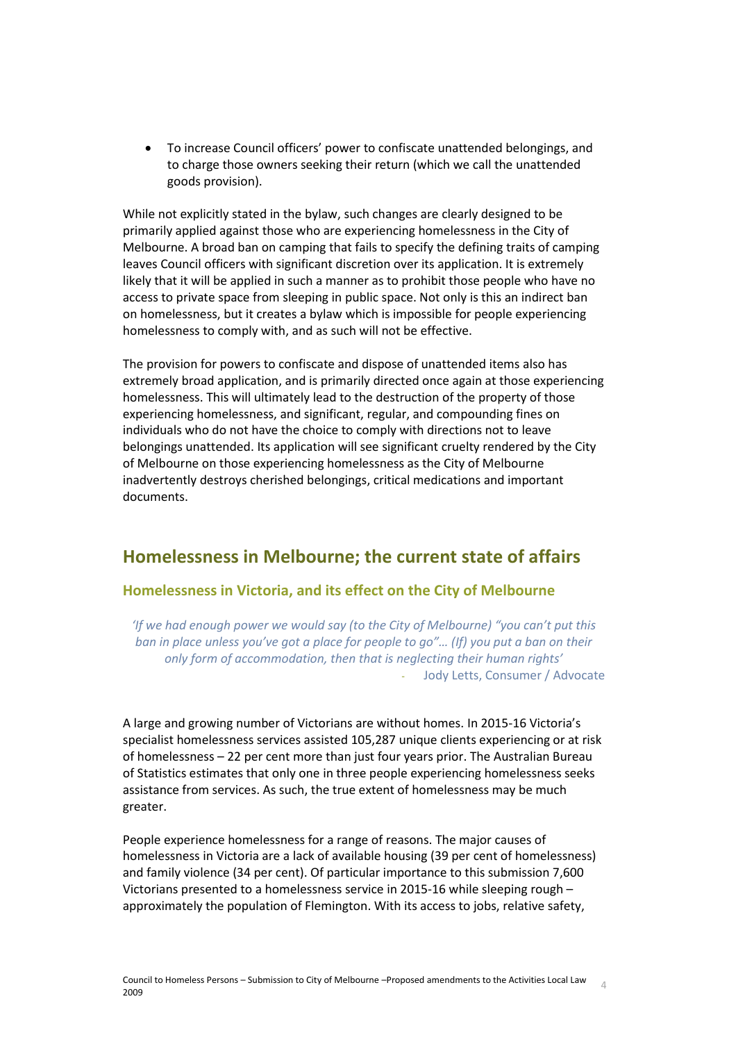- To increase Council officers' power to confiscate unattended belongings, and to charge those owners seeking their return (which we call the unattended goods provision).

While not explicitly stated in the bylaw, such changes are clearly designed to be primarily applied against those who are experiencing homelessness in the City of Melbourne. A broad ban on camping that fails to specify the defining traits of camping leaves Council officers with significant discretion over its application. It is extremely likely that it will be applied in such a manner as to prohibit those people who have no access to private space from sleeping in public space. Not only is this an indirect ban on homelessness, but it creates a bylaw which is impossible for people experiencing homelessness to comply with, and as such will not be effective.

The provision for powers to confiscate and dispose of unattended items also has extremely broad application, and is primarily directed once again at those experiencing homelessness. This will ultimately lead to the destruction of the property of those experiencing homelessness, and significant, regular, and compounding fines on individuals who do not have the choice to comply with directions not to leave belongings unattended. Its application will see significant cruelty rendered by the City of Melbourne on those experiencing homelessness as the City of Melbourne inadvertently destroys cherished belongings, critical medications and important documents.

## Homelessness in Melbourne; the current state of affairs

### Homelessness in Victoria, and its effect on the City of Melbourne

*'If we had enough power we would say (to the City of Melbourne) "you can't put this ban in place unless you've got a place for people to go"… (If) you put a ban on their only form of accommodation, then that is neglecting their human rights'*

- Jody Letts, Consumer / Advocate

A large and growing number of Victorians are without homes. In 2015-16 Victoria's specialist homelessness services assisted 105,287 unique clients experiencing or at risk of homelessness – 22 per cent more than just four years prior. The Australian Bureau of Statistics estimates that only one in three people experiencing homelessness seeks assistance from services. As such, the true extent of homelessness may be much greater.

People experience homelessness for a range of reasons. The major causes of homelessness in Victoria are a lack of available housing (39 per cent of homelessness) and family violence (34 per cent). Of particular importance to this submission 7,600 Victorians presented to a homelessness service in 2015-16 while sleeping rough – approximately the population of Flemington. With its access to jobs, relative safety,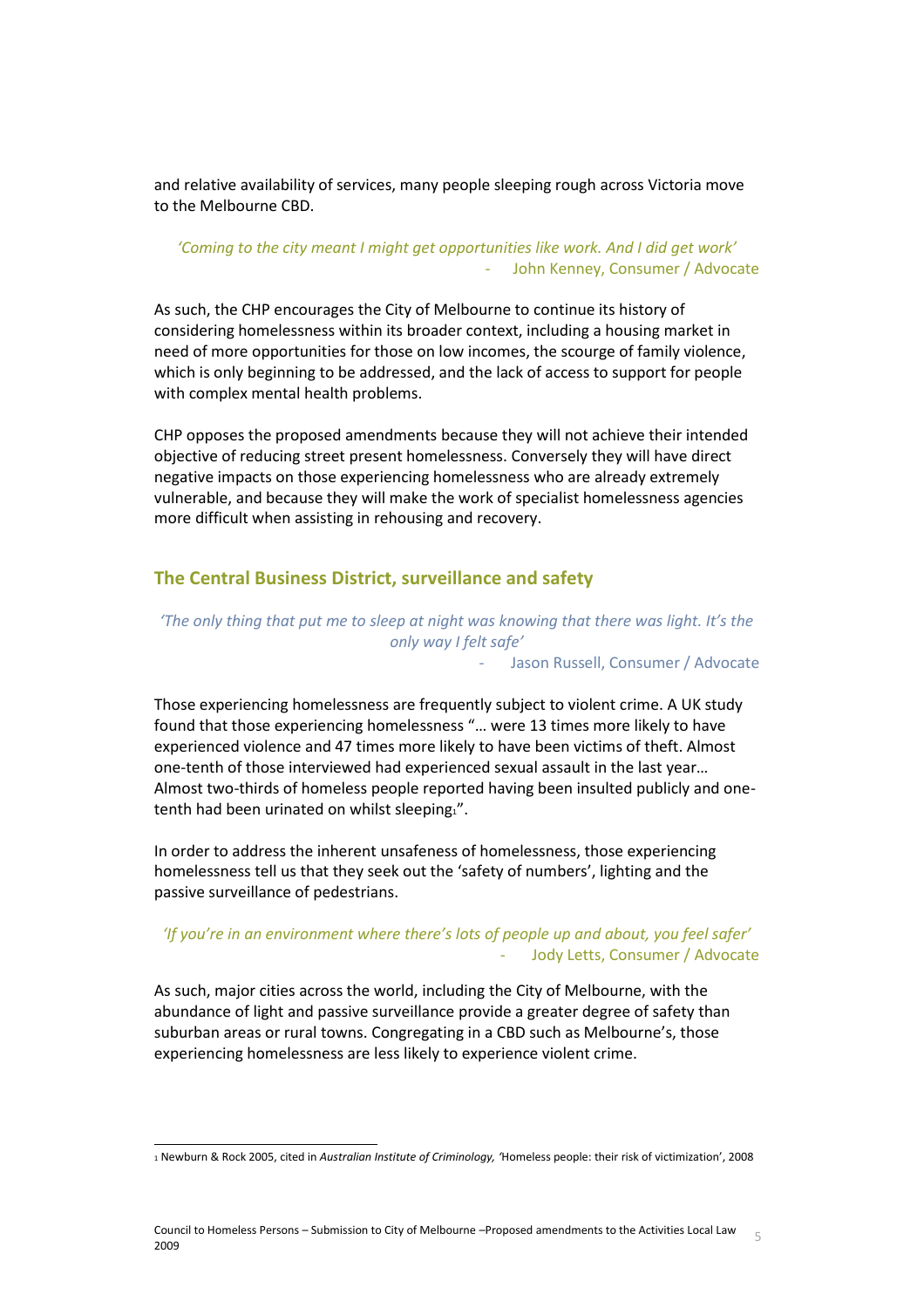and relative availability of services, many people sleeping rough across Victoria move to the Melbourne CBD.

> *'Coming to the city meant I might get opportunities like work. And I did get work'*
>
> \- John Kenney, Consumer / Advocate

As such, the CHP encourages the City of Melbourne to continue its history of considering homelessness within its broader context, including a housing market in need of more opportunities for those on low incomes, the scourge of family violence, which is only beginning to be addressed, and the lack of access to support for people with complex mental health problems.

CHP opposes the proposed amendments because they will not achieve their intended objective of reducing street present homelessness. Conversely they will have direct negative impacts on those experiencing homelessness who are already extremely vulnerable, and because they will make the work of specialist homelessness agencies more difficult when assisting in rehousing and recovery.

## The Central Business District, surveillance and safety

> *'The only thing that put me to sleep at night was knowing that there was light. It's the only way I felt safe'*
>
> \- Jason Russell, Consumer / Advocate

Those experiencing homelessness are frequently subject to violent crime. A UK study found that those experiencing homelessness "… were 13 times more likely to have experienced violence and 47 times more likely to have been victims of theft. Almost one-tenth of those interviewed had experienced sexual assault in the last year… Almost two-thirds of homeless people reported having been insulted publicly and one-tenth had been urinated on whilst sleeping[1]".

In order to address the inherent unsafeness of homelessness, those experiencing homelessness tell us that they seek out the 'safety of numbers', lighting and the passive surveillance of pedestrians.

> *'If you're in an environment where there's lots of people up and about, you feel safer'*
>
> \- Jody Letts, Consumer / Advocate

As such, major cities across the world, including the City of Melbourne, with the abundance of light and passive surveillance provide a greater degree of safety than suburban areas or rural towns. Congregating in a CBD such as Melbourne's, those experiencing homelessness are less likely to experience violent crime.

---

[1] Newburn & Rock 2005, cited in *Australian Institute of Criminology, '*Homeless people: their risk of victimization', 2008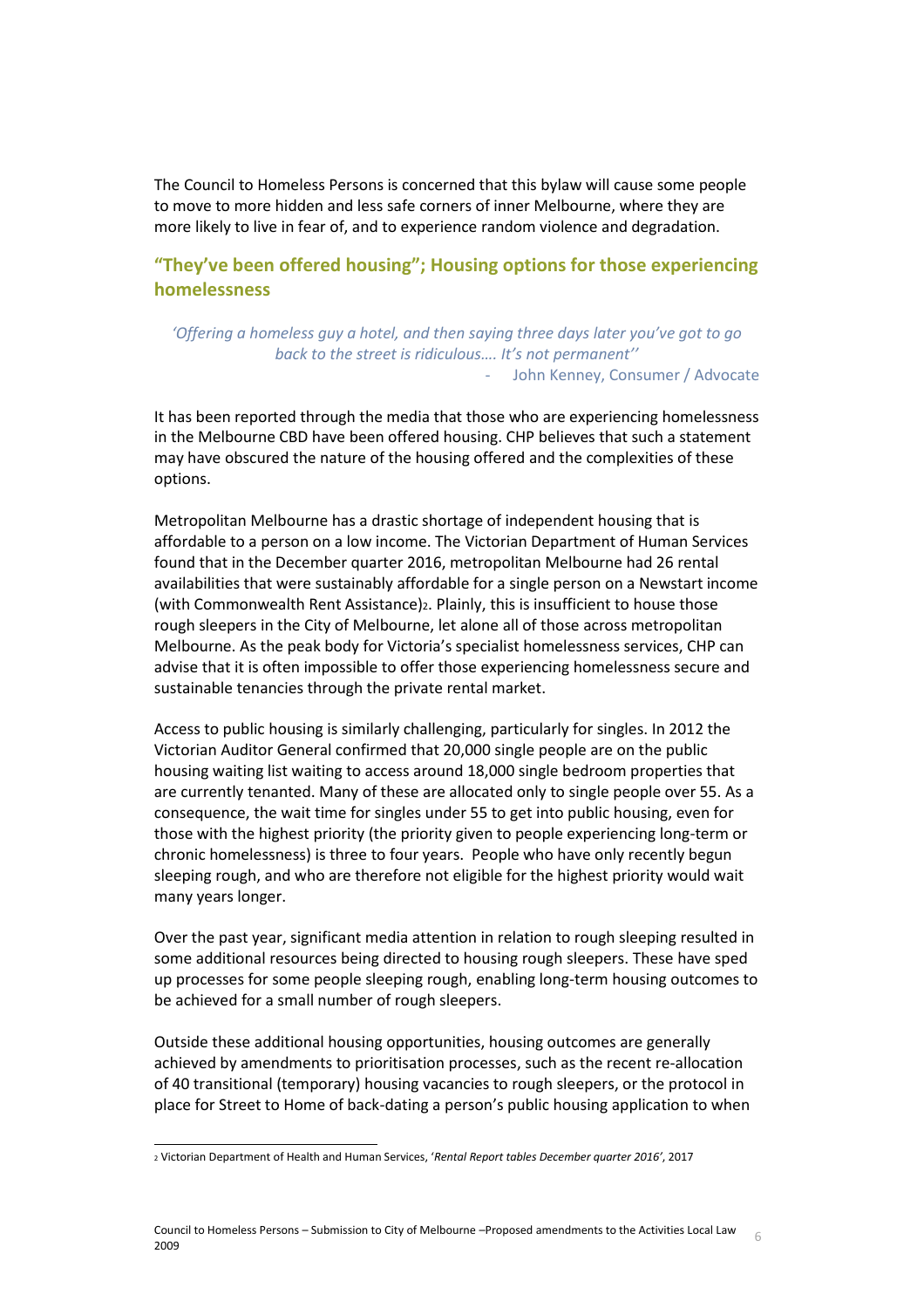The Council to Homeless Persons is concerned that this bylaw will cause some people to move to more hidden and less safe corners of inner Melbourne, where they are more likely to live in fear of, and to experience random violence and degradation.

## "They've been offered housing"; Housing options for those experiencing homelessness

*'Offering a homeless guy a hotel, and then saying three days later you've got to go back to the street is ridiculous…. It's not permanent''*

- John Kenney, Consumer / Advocate

It has been reported through the media that those who are experiencing homelessness in the Melbourne CBD have been offered housing. CHP believes that such a statement may have obscured the nature of the housing offered and the complexities of these options.

Metropolitan Melbourne has a drastic shortage of independent housing that is affordable to a person on a low income. The Victorian Department of Human Services found that in the December quarter 2016, metropolitan Melbourne had 26 rental availabilities that were sustainably affordable for a single person on a Newstart income (with Commonwealth Rent Assistance)[2]. Plainly, this is insufficient to house those rough sleepers in the City of Melbourne, let alone all of those across metropolitan Melbourne. As the peak body for Victoria's specialist homelessness services, CHP can advise that it is often impossible to offer those experiencing homelessness secure and sustainable tenancies through the private rental market.

Access to public housing is similarly challenging, particularly for singles. In 2012 the Victorian Auditor General confirmed that 20,000 single people are on the public housing waiting list waiting to access around 18,000 single bedroom properties that are currently tenanted. Many of these are allocated only to single people over 55. As a consequence, the wait time for singles under 55 to get into public housing, even for those with the highest priority (the priority given to people experiencing long-term or chronic homelessness) is three to four years. People who have only recently begun sleeping rough, and who are therefore not eligible for the highest priority would wait many years longer.

Over the past year, significant media attention in relation to rough sleeping resulted in some additional resources being directed to housing rough sleepers. These have sped up processes for some people sleeping rough, enabling long-term housing outcomes to be achieved for a small number of rough sleepers.

Outside these additional housing opportunities, housing outcomes are generally achieved by amendments to prioritisation processes, such as the recent re-allocation of 40 transitional (temporary) housing vacancies to rough sleepers, or the protocol in place for Street to Home of back-dating a person's public housing application to when

[2] Victorian Department of Health and Human Services, '*Rental Report tables December quarter 2016*', 2017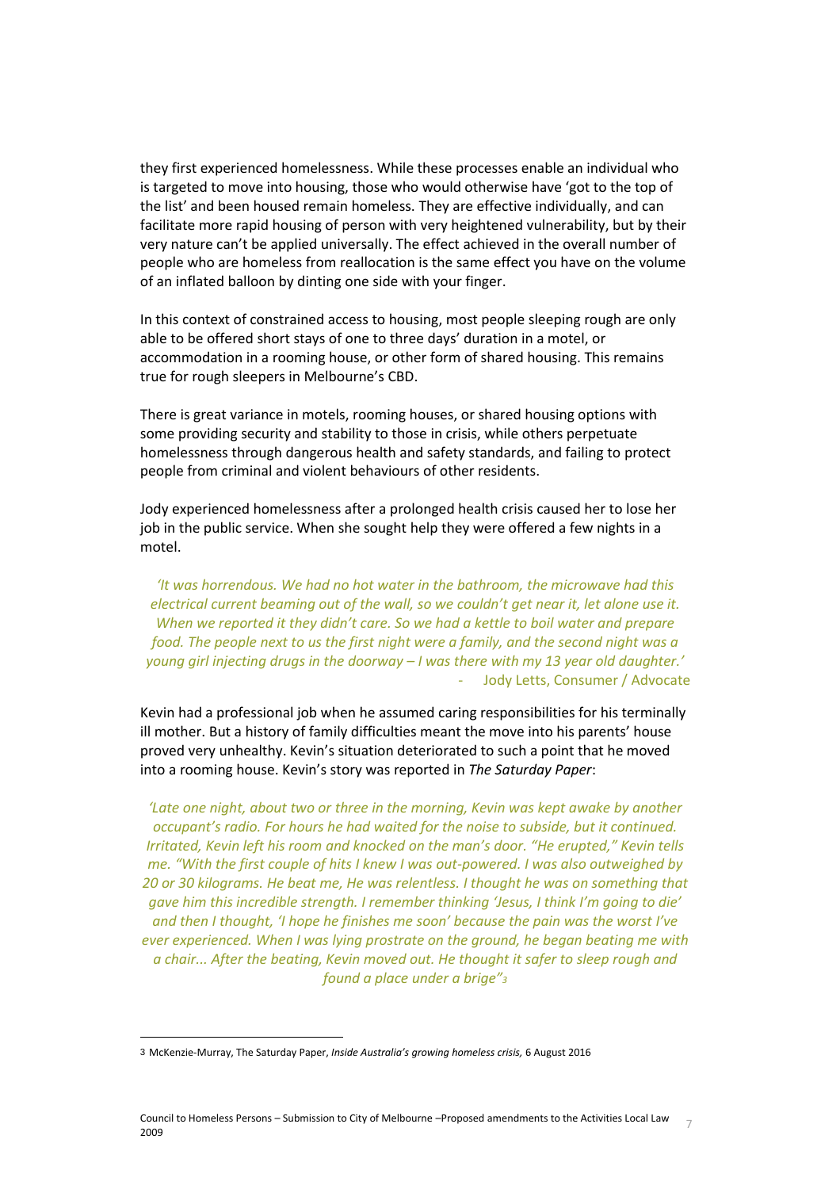they first experienced homelessness. While these processes enable an individual who is targeted to move into housing, those who would otherwise have 'got to the top of the list' and been housed remain homeless. They are effective individually, and can facilitate more rapid housing of person with very heightened vulnerability, but by their very nature can't be applied universally. The effect achieved in the overall number of people who are homeless from reallocation is the same effect you have on the volume of an inflated balloon by dinting one side with your finger.

In this context of constrained access to housing, most people sleeping rough are only able to be offered short stays of one to three days' duration in a motel, or accommodation in a rooming house, or other form of shared housing. This remains true for rough sleepers in Melbourne's CBD.

There is great variance in motels, rooming houses, or shared housing options with some providing security and stability to those in crisis, while others perpetuate homelessness through dangerous health and safety standards, and failing to protect people from criminal and violent behaviours of other residents.

Jody experienced homelessness after a prolonged health crisis caused her to lose her job in the public service. When she sought help they were offered a few nights in a motel.

> *'It was horrendous. We had no hot water in the bathroom, the microwave had this electrical current beaming out of the wall, so we couldn't get near it, let alone use it. When we reported it they didn't care. So we had a kettle to boil water and prepare food. The people next to us the first night were a family, and the second night was a young girl injecting drugs in the doorway – I was there with my 13 year old daughter.'*
>
> \- Jody Letts, Consumer / Advocate

Kevin had a professional job when he assumed caring responsibilities for his terminally ill mother. But a history of family difficulties meant the move into his parents' house proved very unhealthy. Kevin's situation deteriorated to such a point that he moved into a rooming house. Kevin's story was reported in *The Saturday Paper*:

> *'Late one night, about two or three in the morning, Kevin was kept awake by another occupant's radio. For hours he had waited for the noise to subside, but it continued. Irritated, Kevin left his room and knocked on the man's door. "He erupted," Kevin tells me. "With the first couple of hits I knew I was out-powered. I was also outweighed by 20 or 30 kilograms. He beat me, He was relentless. I thought he was on something that gave him this incredible strength. I remember thinking 'Jesus, I think I'm going to die' and then I thought, 'I hope he finishes me soon' because the pain was the worst I've ever experienced. When I was lying prostrate on the ground, he began beating me with a chair... After the beating, Kevin moved out. He thought it safer to sleep rough and found a place under a brige"*[3]

---

3 McKenzie-Murray, The Saturday Paper, *Inside Australia's growing homeless crisis,* 6 August 2016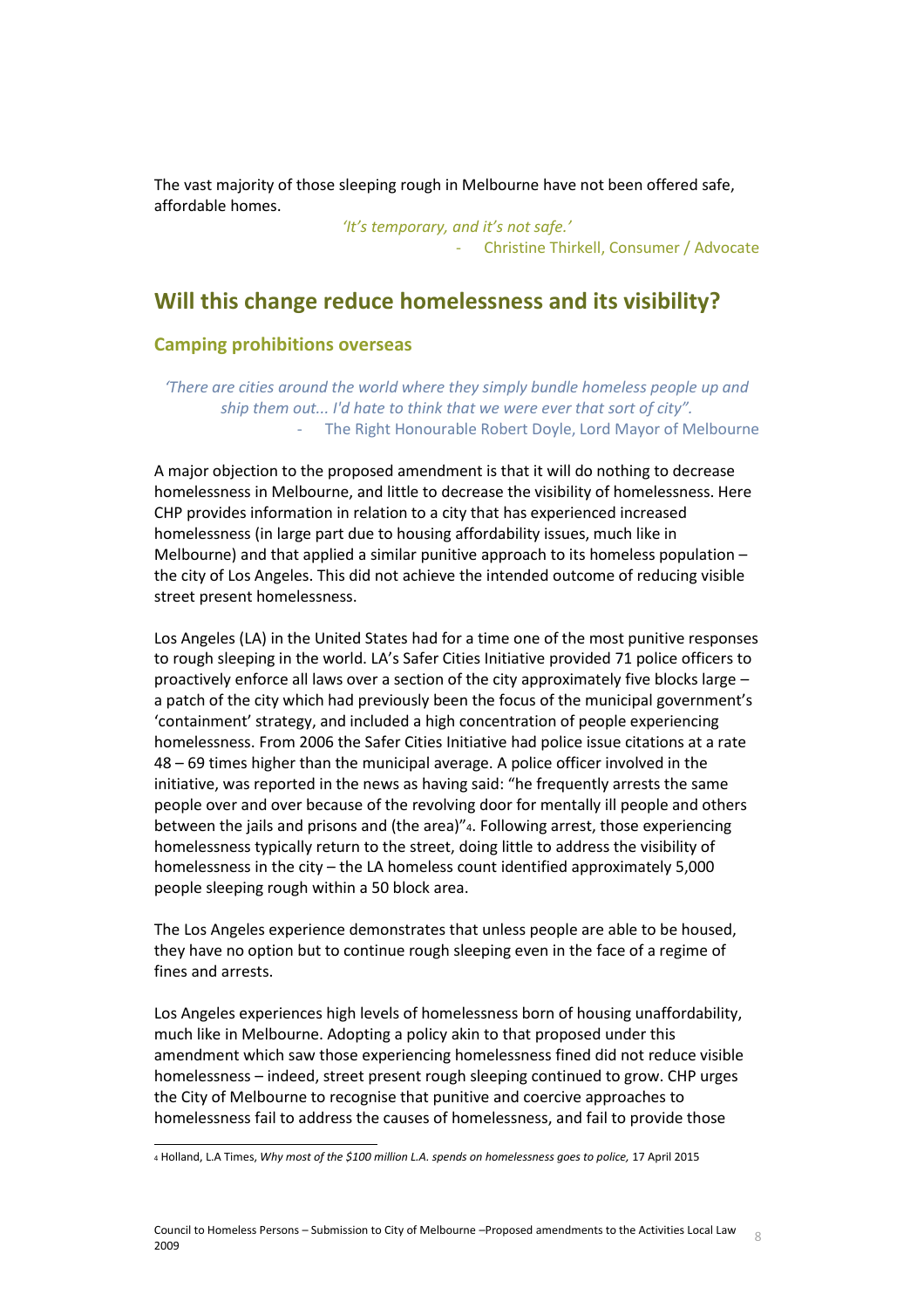The vast majority of those sleeping rough in Melbourne have not been offered safe, affordable homes.

> *'It's temporary, and it's not safe.'*
> - Christine Thirkell, Consumer / Advocate

## Will this change reduce homelessness and its visibility?

### Camping prohibitions overseas

> *'There are cities around the world where they simply bundle homeless people up and ship them out... I'd hate to think that we were ever that sort of city".*
> - The Right Honourable Robert Doyle, Lord Mayor of Melbourne

A major objection to the proposed amendment is that it will do nothing to decrease homelessness in Melbourne, and little to decrease the visibility of homelessness. Here CHP provides information in relation to a city that has experienced increased homelessness (in large part due to housing affordability issues, much like in Melbourne) and that applied a similar punitive approach to its homeless population – the city of Los Angeles. This did not achieve the intended outcome of reducing visible street present homelessness.

Los Angeles (LA) in the United States had for a time one of the most punitive responses to rough sleeping in the world. LA's Safer Cities Initiative provided 71 police officers to proactively enforce all laws over a section of the city approximately five blocks large – a patch of the city which had previously been the focus of the municipal government's 'containment' strategy, and included a high concentration of people experiencing homelessness. From 2006 the Safer Cities Initiative had police issue citations at a rate 48 – 69 times higher than the municipal average. A police officer involved in the initiative, was reported in the news as having said: "he frequently arrests the same people over and over because of the revolving door for mentally ill people and others between the jails and prisons and (the area)"[4]. Following arrest, those experiencing homelessness typically return to the street, doing little to address the visibility of homelessness in the city – the LA homeless count identified approximately 5,000 people sleeping rough within a 50 block area.

The Los Angeles experience demonstrates that unless people are able to be housed, they have no option but to continue rough sleeping even in the face of a regime of fines and arrests.

Los Angeles experiences high levels of homelessness born of housing unaffordability, much like in Melbourne. Adopting a policy akin to that proposed under this amendment which saw those experiencing homelessness fined did not reduce visible homelessness – indeed, street present rough sleeping continued to grow. CHP urges the City of Melbourne to recognise that punitive and coercive approaches to homelessness fail to address the causes of homelessness, and fail to provide those

---

[4] Holland, L.A Times, *Why most of the $100 million L.A. spends on homelessness goes to police,* 17 April 2015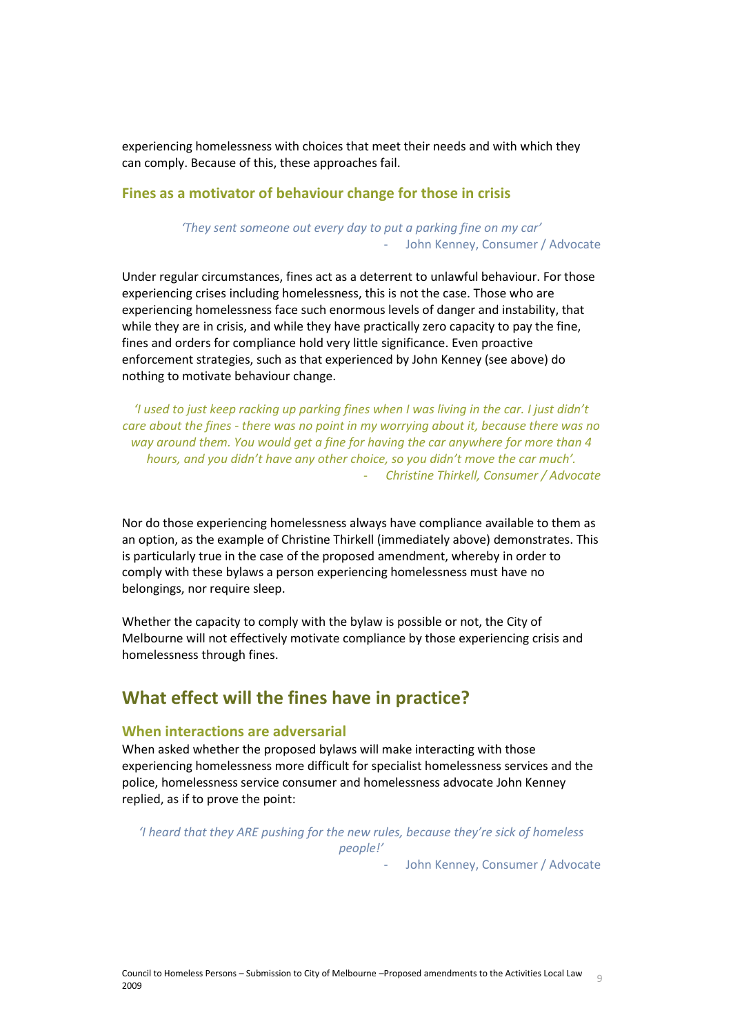experiencing homelessness with choices that meet their needs and with which they can comply. Because of this, these approaches fail.

### Fines as a motivator of behaviour change for those in crisis

> *'They sent someone out every day to put a parking fine on my car'*
>
> - John Kenney, Consumer / Advocate

Under regular circumstances, fines act as a deterrent to unlawful behaviour. For those experiencing crises including homelessness, this is not the case. Those who are experiencing homelessness face such enormous levels of danger and instability, that while they are in crisis, and while they have practically zero capacity to pay the fine, fines and orders for compliance hold very little significance. Even proactive enforcement strategies, such as that experienced by John Kenney (see above) do nothing to motivate behaviour change.

> *'I used to just keep racking up parking fines when I was living in the car. I just didn't care about the fines - there was no point in my worrying about it, because there was no way around them. You would get a fine for having the car anywhere for more than 4 hours, and you didn't have any other choice, so you didn't move the car much'.*
>
> - *Christine Thirkell, Consumer / Advocate*

Nor do those experiencing homelessness always have compliance available to them as an option, as the example of Christine Thirkell (immediately above) demonstrates. This is particularly true in the case of the proposed amendment, whereby in order to comply with these bylaws a person experiencing homelessness must have no belongings, nor require sleep.

Whether the capacity to comply with the bylaw is possible or not, the City of Melbourne will not effectively motivate compliance by those experiencing crisis and homelessness through fines.

## What effect will the fines have in practice?

### When interactions are adversarial

When asked whether the proposed bylaws will make interacting with those experiencing homelessness more difficult for specialist homelessness services and the police, homelessness service consumer and homelessness advocate John Kenney replied, as if to prove the point:

> *'I heard that they ARE pushing for the new rules, because they're sick of homeless people!'*
>
> - John Kenney, Consumer / Advocate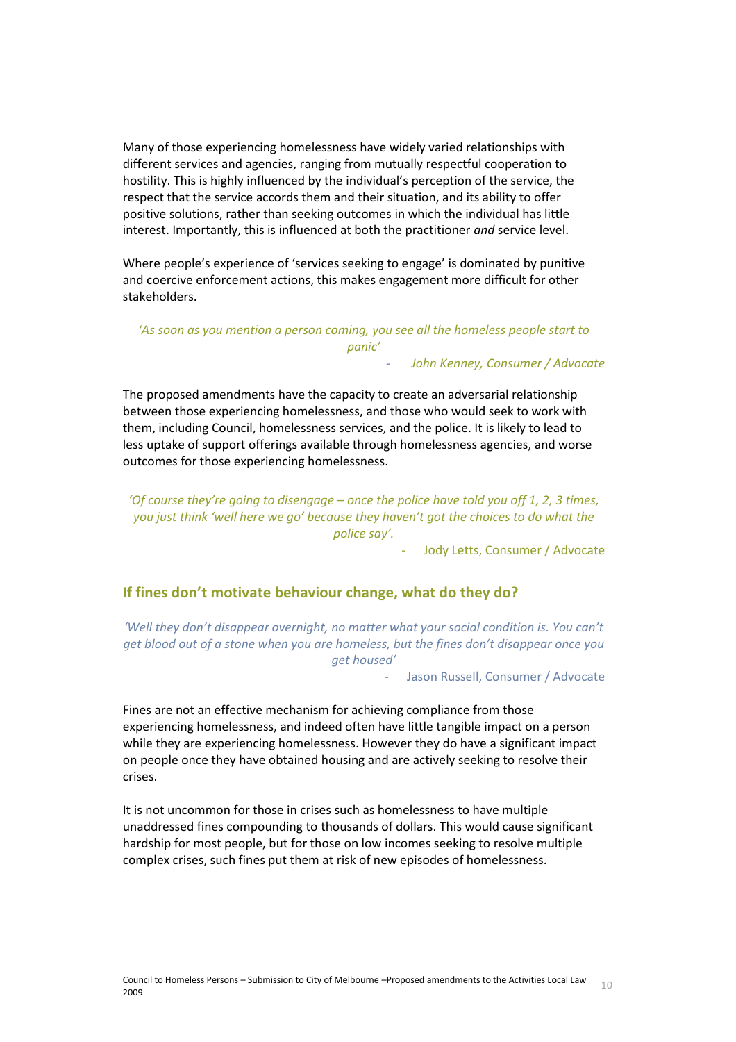Many of those experiencing homelessness have widely varied relationships with different services and agencies, ranging from mutually respectful cooperation to hostility. This is highly influenced by the individual's perception of the service, the respect that the service accords them and their situation, and its ability to offer positive solutions, rather than seeking outcomes in which the individual has little interest. Importantly, this is influenced at both the practitioner *and* service level.

Where people's experience of 'services seeking to engage' is dominated by punitive and coercive enforcement actions, this makes engagement more difficult for other stakeholders.

*'As soon as you mention a person coming, you see all the homeless people start to panic'*

- *John Kenney, Consumer / Advocate*

The proposed amendments have the capacity to create an adversarial relationship between those experiencing homelessness, and those who would seek to work with them, including Council, homelessness services, and the police. It is likely to lead to less uptake of support offerings available through homelessness agencies, and worse outcomes for those experiencing homelessness.

*'Of course they're going to disengage – once the police have told you off 1, 2, 3 times, you just think 'well here we go' because they haven't got the choices to do what the police say'.*

- Jody Letts, Consumer / Advocate

## If fines don't motivate behaviour change, what do they do?

*'Well they don't disappear overnight, no matter what your social condition is. You can't get blood out of a stone when you are homeless, but the fines don't disappear once you get housed'*

- Jason Russell, Consumer / Advocate

Fines are not an effective mechanism for achieving compliance from those experiencing homelessness, and indeed often have little tangible impact on a person while they are experiencing homelessness. However they do have a significant impact on people once they have obtained housing and are actively seeking to resolve their crises.

It is not uncommon for those in crises such as homelessness to have multiple unaddressed fines compounding to thousands of dollars. This would cause significant hardship for most people, but for those on low incomes seeking to resolve multiple complex crises, such fines put them at risk of new episodes of homelessness.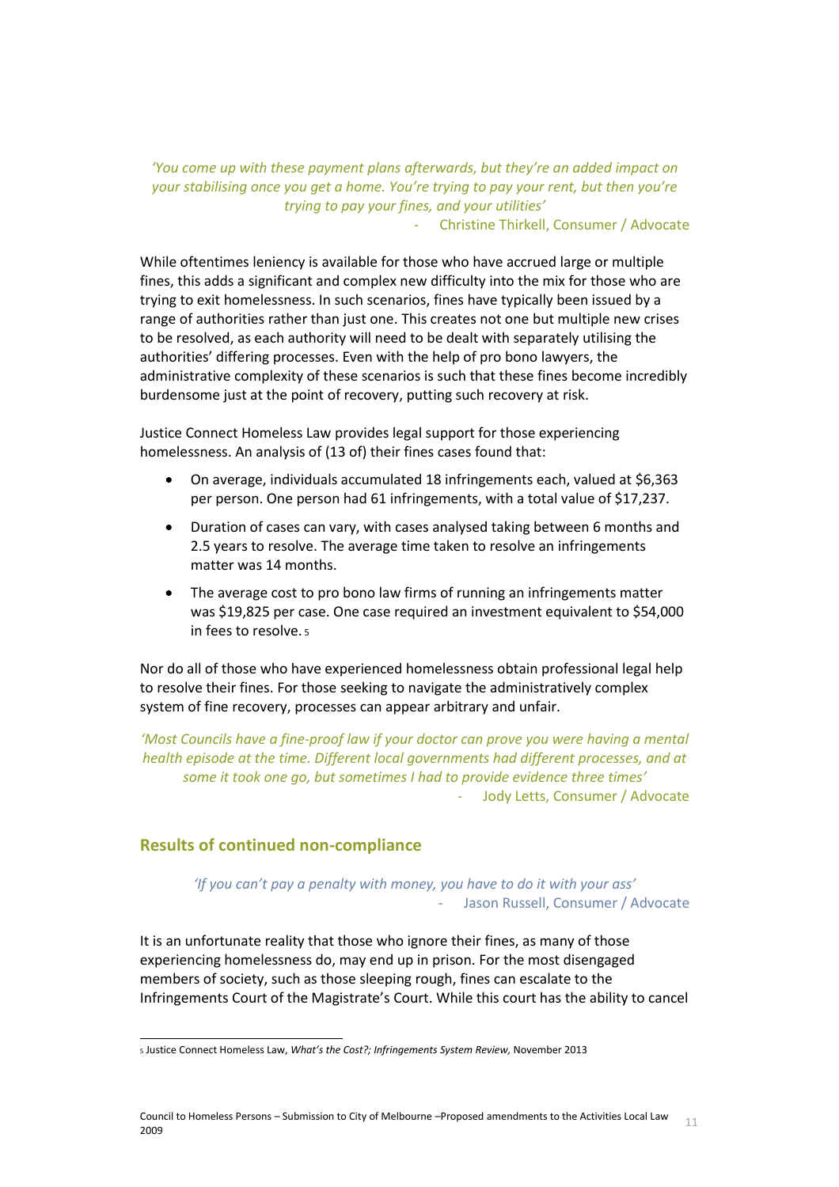*'You come up with these payment plans afterwards, but they're an added impact on your stabilising once you get a home. You're trying to pay your rent, but then you're trying to pay your fines, and your utilities'*

- Christine Thirkell, Consumer / Advocate

While oftentimes leniency is available for those who have accrued large or multiple fines, this adds a significant and complex new difficulty into the mix for those who are trying to exit homelessness. In such scenarios, fines have typically been issued by a range of authorities rather than just one. This creates not one but multiple new crises to be resolved, as each authority will need to be dealt with separately utilising the authorities' differing processes. Even with the help of pro bono lawyers, the administrative complexity of these scenarios is such that these fines become incredibly burdensome just at the point of recovery, putting such recovery at risk.

Justice Connect Homeless Law provides legal support for those experiencing homelessness. An analysis of (13 of) their fines cases found that:

- On average, individuals accumulated 18 infringements each, valued at $6,363 per person. One person had 61 infringements, with a total value of $17,237.
- Duration of cases can vary, with cases analysed taking between 6 months and 2.5 years to resolve. The average time taken to resolve an infringements matter was 14 months.
- The average cost to pro bono law firms of running an infringements matter was $19,825 per case. One case required an investment equivalent to $54,000 in fees to resolve.[5]

Nor do all of those who have experienced homelessness obtain professional legal help to resolve their fines. For those seeking to navigate the administratively complex system of fine recovery, processes can appear arbitrary and unfair.

*'Most Councils have a fine-proof law if your doctor can prove you were having a mental health episode at the time. Different local governments had different processes, and at some it took one go, but sometimes I had to provide evidence three times'*

- Jody Letts, Consumer / Advocate

## Results of continued non-compliance

*'If you can't pay a penalty with money, you have to do it with your ass'*

- Jason Russell, Consumer / Advocate

It is an unfortunate reality that those who ignore their fines, as many of those experiencing homelessness do, may end up in prison. For the most disengaged members of society, such as those sleeping rough, fines can escalate to the Infringements Court of the Magistrate's Court. While this court has the ability to cancel

---

[5] Justice Connect Homeless Law, *What's the Cost?; Infringements System Review,* November 2013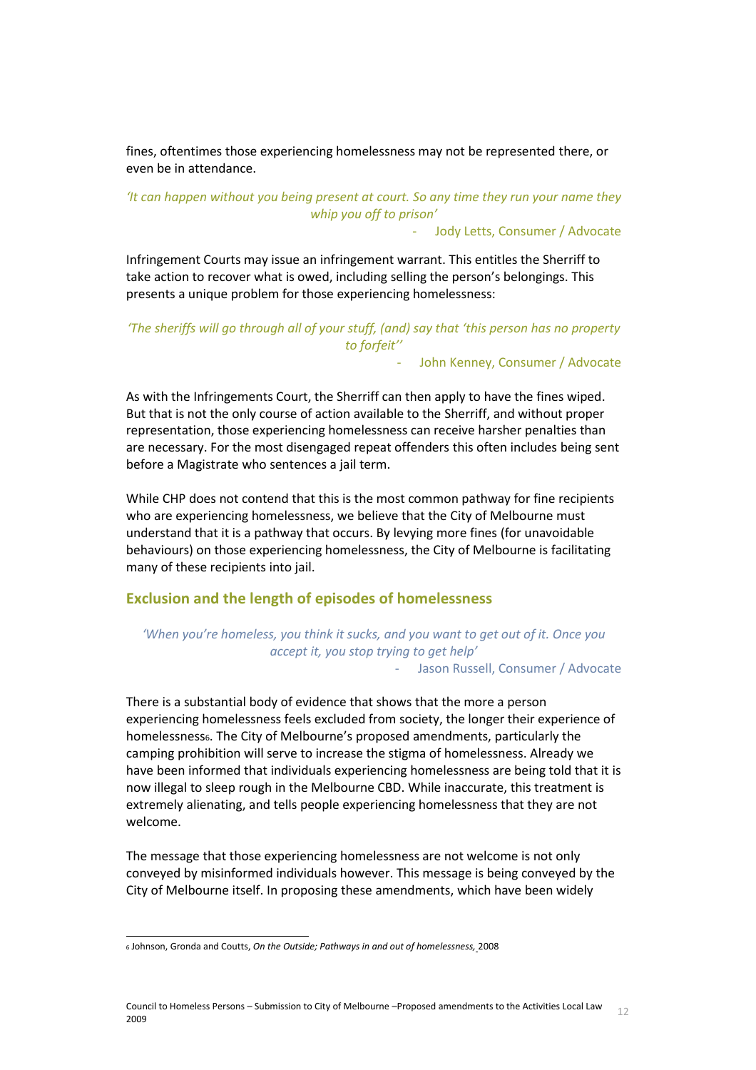fines, oftentimes those experiencing homelessness may not be represented there, or even be in attendance.

*'It can happen without you being present at court. So any time they run your name they whip you off to prison'*

\- Jody Letts, Consumer / Advocate

Infringement Courts may issue an infringement warrant. This entitles the Sherriff to take action to recover what is owed, including selling the person's belongings. This presents a unique problem for those experiencing homelessness:

*'The sheriffs will go through all of your stuff, (and) say that 'this person has no property to forfeit''*

\- John Kenney, Consumer / Advocate

As with the Infringements Court, the Sherriff can then apply to have the fines wiped. But that is not the only course of action available to the Sherriff, and without proper representation, those experiencing homelessness can receive harsher penalties than are necessary. For the most disengaged repeat offenders this often includes being sent before a Magistrate who sentences a jail term.

While CHP does not contend that this is the most common pathway for fine recipients who are experiencing homelessness, we believe that the City of Melbourne must understand that it is a pathway that occurs. By levying more fines (for unavoidable behaviours) on those experiencing homelessness, the City of Melbourne is facilitating many of these recipients into jail.

## Exclusion and the length of episodes of homelessness

*'When you're homeless, you think it sucks, and you want to get out of it. Once you accept it, you stop trying to get help'*

\- Jason Russell, Consumer / Advocate

There is a substantial body of evidence that shows that the more a person experiencing homelessness feels excluded from society, the longer their experience of homelessness[6]. The City of Melbourne's proposed amendments, particularly the camping prohibition will serve to increase the stigma of homelessness. Already we have been informed that individuals experiencing homelessness are being told that it is now illegal to sleep rough in the Melbourne CBD. While inaccurate, this treatment is extremely alienating, and tells people experiencing homelessness that they are not welcome.

The message that those experiencing homelessness are not welcome is not only conveyed by misinformed individuals however. This message is being conveyed by the City of Melbourne itself. In proposing these amendments, which have been widely

[6] Johnson, Gronda and Coutts, *On the Outside; Pathways in and out of homelessness,* 2008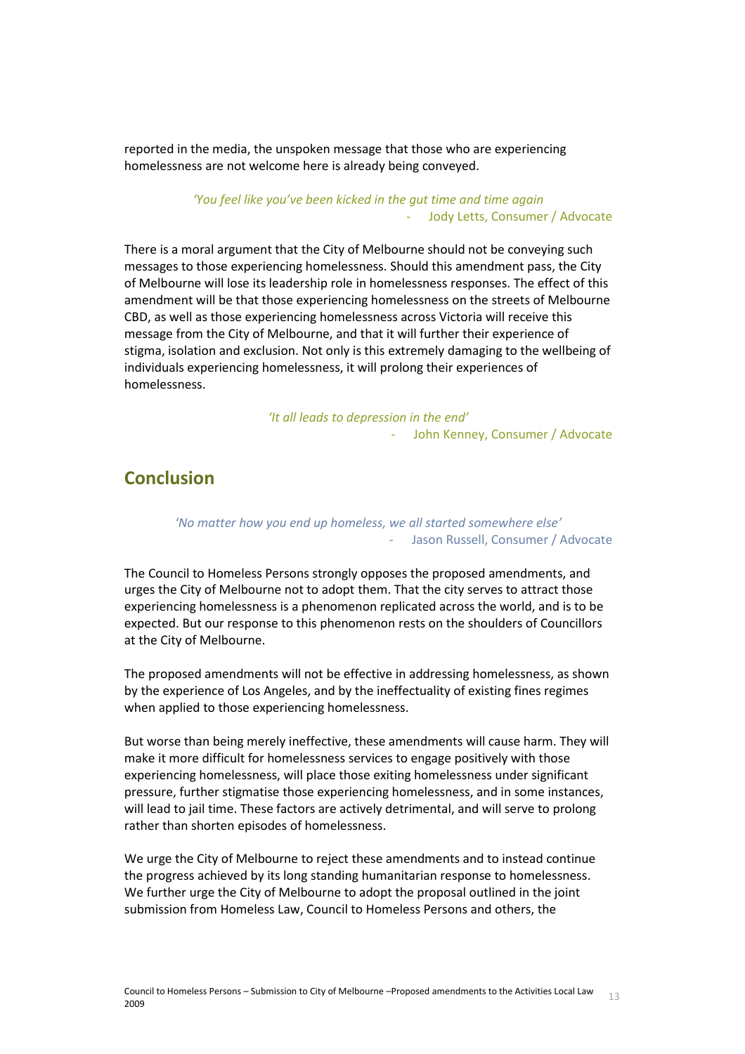reported in the media, the unspoken message that those who are experiencing homelessness are not welcome here is already being conveyed.

> *'You feel like you've been kicked in the gut time and time again*
> - Jody Letts, Consumer / Advocate

There is a moral argument that the City of Melbourne should not be conveying such messages to those experiencing homelessness. Should this amendment pass, the City of Melbourne will lose its leadership role in homelessness responses. The effect of this amendment will be that those experiencing homelessness on the streets of Melbourne CBD, as well as those experiencing homelessness across Victoria will receive this message from the City of Melbourne, and that it will further their experience of stigma, isolation and exclusion. Not only is this extremely damaging to the wellbeing of individuals experiencing homelessness, it will prolong their experiences of homelessness.

> *'It all leads to depression in the end'*
> - John Kenney, Consumer / Advocate

## Conclusion

> *'No matter how you end up homeless, we all started somewhere else'*
> - Jason Russell, Consumer / Advocate

The Council to Homeless Persons strongly opposes the proposed amendments, and urges the City of Melbourne not to adopt them. That the city serves to attract those experiencing homelessness is a phenomenon replicated across the world, and is to be expected. But our response to this phenomenon rests on the shoulders of Councillors at the City of Melbourne.

The proposed amendments will not be effective in addressing homelessness, as shown by the experience of Los Angeles, and by the ineffectuality of existing fines regimes when applied to those experiencing homelessness.

But worse than being merely ineffective, these amendments will cause harm. They will make it more difficult for homelessness services to engage positively with those experiencing homelessness, will place those exiting homelessness under significant pressure, further stigmatise those experiencing homelessness, and in some instances, will lead to jail time. These factors are actively detrimental, and will serve to prolong rather than shorten episodes of homelessness.

We urge the City of Melbourne to reject these amendments and to instead continue the progress achieved by its long standing humanitarian response to homelessness. We further urge the City of Melbourne to adopt the proposal outlined in the joint submission from Homeless Law, Council to Homeless Persons and others, the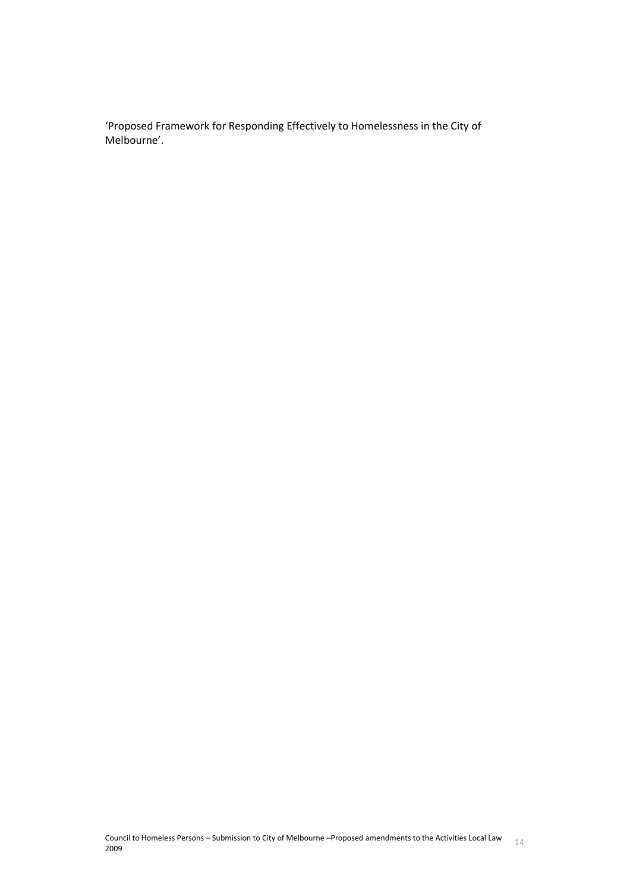'Proposed Framework for Responding Effectively to Homelessness in the City of Melbourne'.